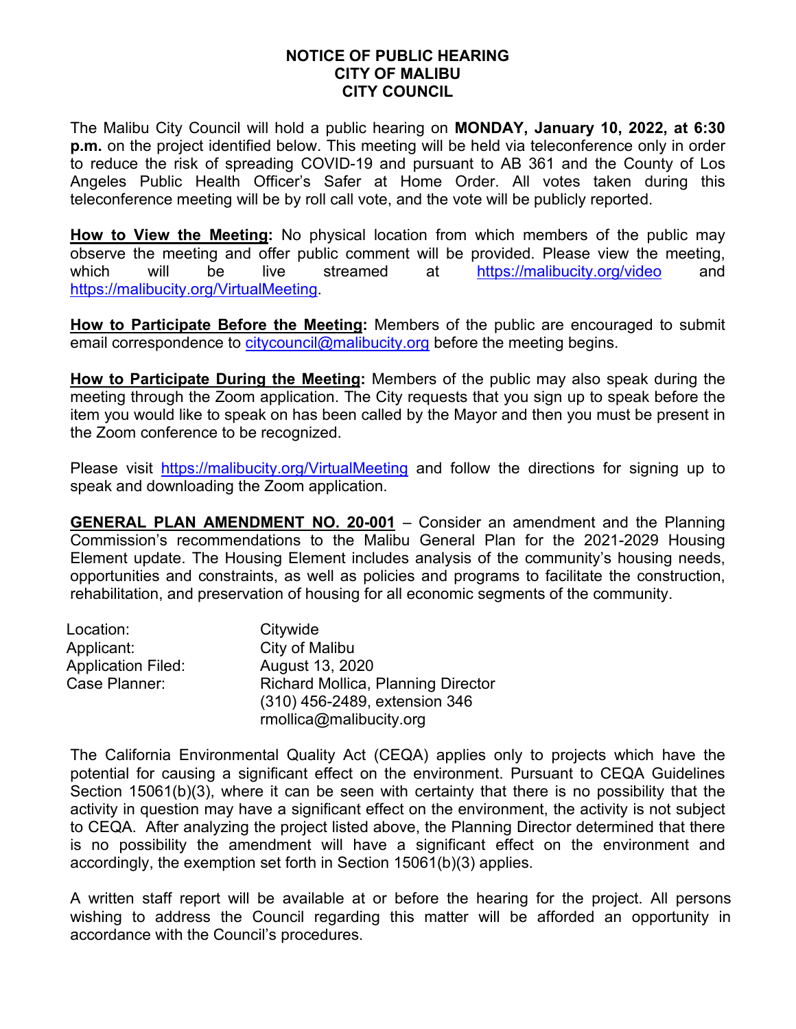# NOTICE OF PUBLIC HEARING
# CITY OF MALIBU
# CITY COUNCIL

The Malibu City Council will hold a public hearing on **MONDAY, January 10, 2022, at 6:30 p.m.** on the project identified below. This meeting will be held via teleconference only in order to reduce the risk of spreading COVID-19 and pursuant to AB 361 and the County of Los Angeles Public Health Officer's Safer at Home Order. All votes taken during this teleconference meeting will be by roll call vote, and the vote will be publicly reported.

**How to View the Meeting:** No physical location from which members of the public may observe the meeting and offer public comment will be provided. Please view the meeting, which will be live streamed at https://malibucity.org/video and https://malibucity.org/VirtualMeeting.

**How to Participate Before the Meeting:** Members of the public are encouraged to submit email correspondence to citycouncil@malibucity.org before the meeting begins.

**How to Participate During the Meeting:** Members of the public may also speak during the meeting through the Zoom application. The City requests that you sign up to speak before the item you would like to speak on has been called by the Mayor and then you must be present in the Zoom conference to be recognized.

Please visit https://malibucity.org/VirtualMeeting and follow the directions for signing up to speak and downloading the Zoom application.

**GENERAL PLAN AMENDMENT NO. 20-001** – Consider an amendment and the Planning Commission's recommendations to the Malibu General Plan for the 2021-2029 Housing Element update. The Housing Element includes analysis of the community's housing needs, opportunities and constraints, as well as policies and programs to facilitate the construction, rehabilitation, and preservation of housing for all economic segments of the community.

| | |
|---|---|
| Location: | Citywide |
| Applicant: | City of Malibu |
| Application Filed: | August 13, 2020 |
| Case Planner: | Richard Mollica, Planning Director<br>(310) 456-2489, extension 346<br>rmollica@malibucity.org |

The California Environmental Quality Act (CEQA) applies only to projects which have the potential for causing a significant effect on the environment. Pursuant to CEQA Guidelines Section 15061(b)(3), where it can be seen with certainty that there is no possibility that the activity in question may have a significant effect on the environment, the activity is not subject to CEQA. After analyzing the project listed above, the Planning Director determined that there is no possibility the amendment will have a significant effect on the environment and accordingly, the exemption set forth in Section 15061(b)(3) applies.

A written staff report will be available at or before the hearing for the project. All persons wishing to address the Council regarding this matter will be afforded an opportunity in accordance with the Council's procedures.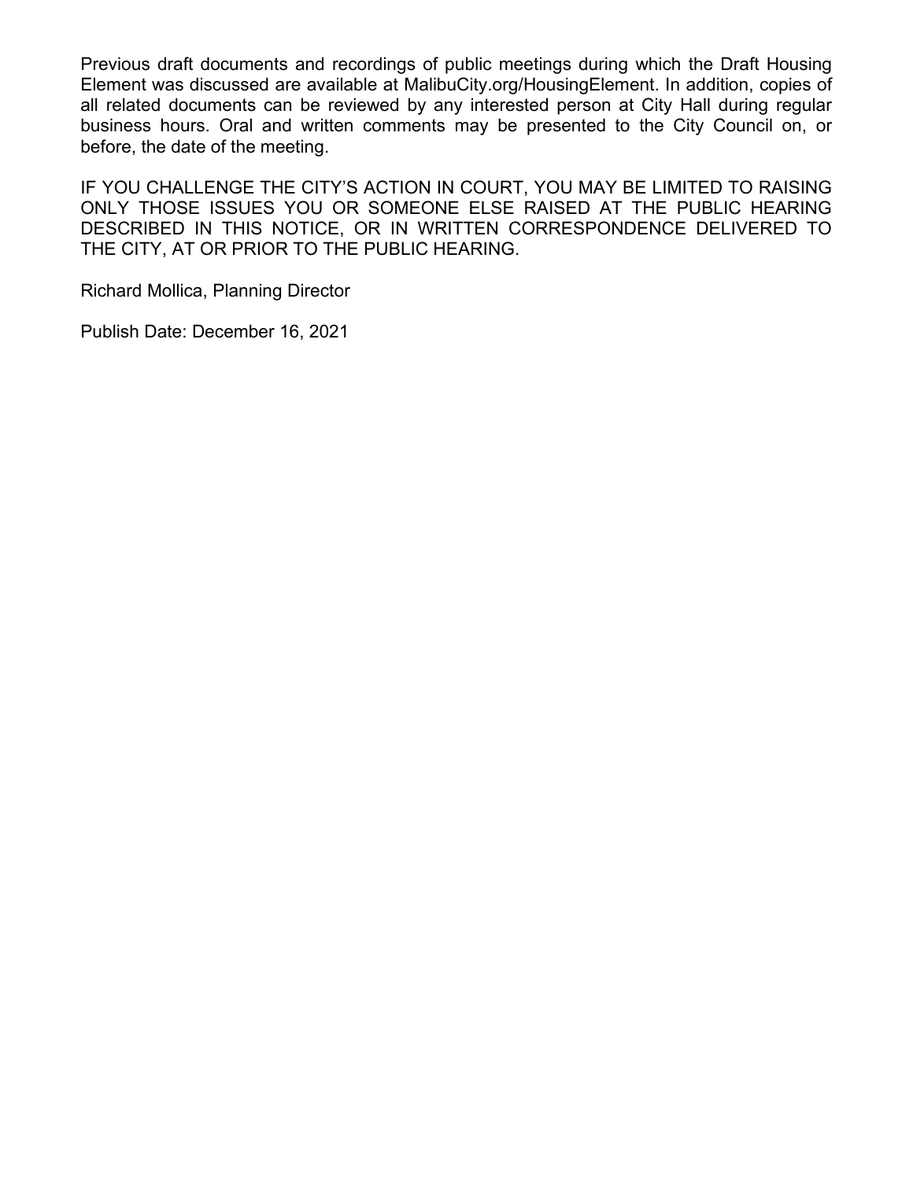Previous draft documents and recordings of public meetings during which the Draft Housing Element was discussed are available at MalibuCity.org/HousingElement. In addition, copies of all related documents can be reviewed by any interested person at City Hall during regular business hours. Oral and written comments may be presented to the City Council on, or before, the date of the meeting.

IF YOU CHALLENGE THE CITY'S ACTION IN COURT, YOU MAY BE LIMITED TO RAISING ONLY THOSE ISSUES YOU OR SOMEONE ELSE RAISED AT THE PUBLIC HEARING DESCRIBED IN THIS NOTICE, OR IN WRITTEN CORRESPONDENCE DELIVERED TO THE CITY, AT OR PRIOR TO THE PUBLIC HEARING.

Richard Mollica, Planning Director

Publish Date: December 16, 2021